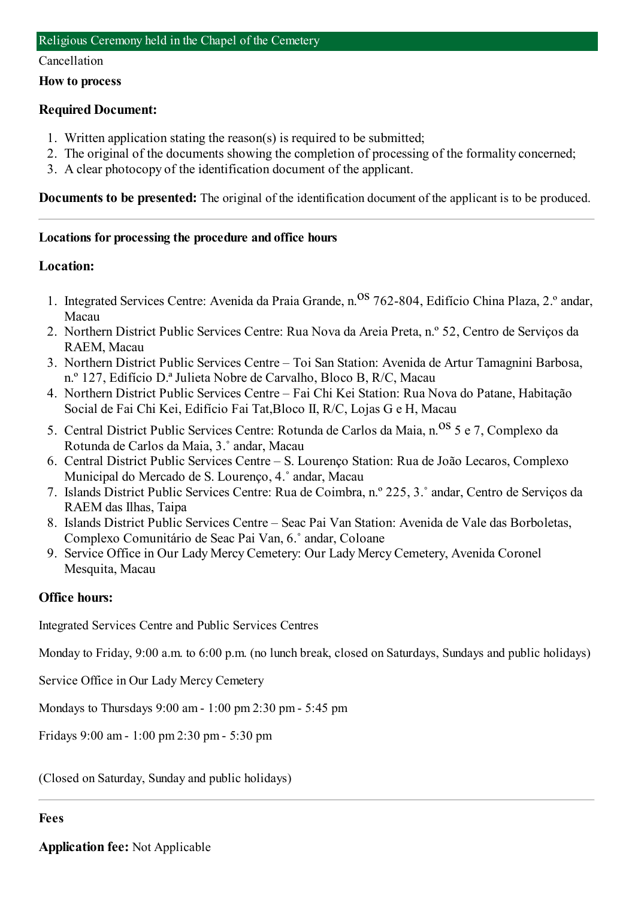## Religious Ceremony held in the Chapel of the Cemetery

Cancellation

**How to process**

**Required Document:**

1. Written application stating the reason(s) is required to be submitted;
2. The original of the documents showing the completion of processing of the formality concerned;
3. A clear photocopy of the identification document of the applicant.

**Documents to be presented:** The original of the identification document of the applicant is to be produced.

---

**Locations for processing the procedure and office hours**

**Location:**

1. Integrated Services Centre: Avenida da Praia Grande, n.os 762-804, Edifício China Plaza, 2.º andar, Macau
2. Northern District Public Services Centre: Rua Nova da Areia Preta, n.º 52, Centro de Serviços da RAEM, Macau
3. Northern District Public Services Centre – Toi San Station: Avenida de Artur Tamagnini Barbosa, n.º 127, Edifício D.ª Julieta Nobre de Carvalho, Bloco B, R/C, Macau
4. Northern District Public Services Centre – Fai Chi Kei Station: Rua Nova do Patane, Habitação Social de Fai Chi Kei, Edifício Fai Tat,Bloco II, R/C, Lojas G e H, Macau
5. Central District Public Services Centre: Rotunda de Carlos da Maia, n.os 5 e 7, Complexo da Rotunda de Carlos da Maia, 3.˚ andar, Macau
6. Central District Public Services Centre – S. Lourenço Station: Rua de João Lecaros, Complexo Municipal do Mercado de S. Lourenço, 4.˚ andar, Macau
7. Islands District Public Services Centre: Rua de Coimbra, n.º 225, 3.˚ andar, Centro de Serviços da RAEM das Ilhas, Taipa
8. Islands District Public Services Centre – Seac Pai Van Station: Avenida de Vale das Borboletas, Complexo Comunitário de Seac Pai Van, 6.˚ andar, Coloane
9. Service Office in Our Lady Mercy Cemetery: Our Lady Mercy Cemetery, Avenida Coronel Mesquita, Macau

**Office hours:**

Integrated Services Centre and Public Services Centres

Monday to Friday, 9:00 a.m. to 6:00 p.m. (no lunch break, closed on Saturdays, Sundays and public holidays)

Service Office in Our Lady Mercy Cemetery

Mondays to Thursdays 9:00 am - 1:00 pm 2:30 pm - 5:45 pm

Fridays 9:00 am - 1:00 pm 2:30 pm - 5:30 pm

(Closed on Saturday, Sunday and public holidays)

---

**Fees**

**Application fee:** Not Applicable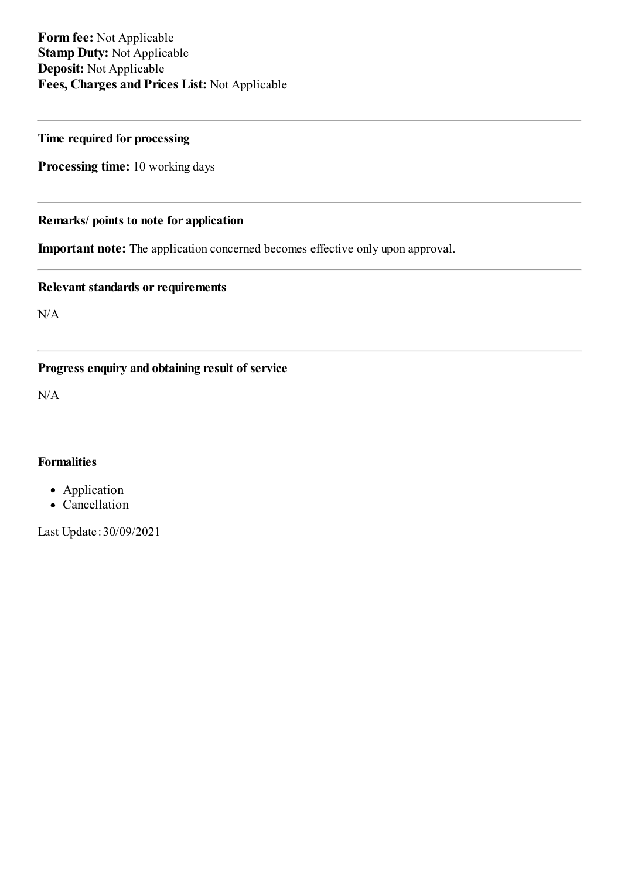**Form fee:** Not Applicable
**Stamp Duty:** Not Applicable
**Deposit:** Not Applicable
**Fees, Charges and Prices List:** Not Applicable

---

**Time required for processing**

**Processing time:** 10 working days

---

**Remarks/ points to note for application**

**Important note:** The application concerned becomes effective only upon approval.

---

**Relevant standards or requirements**

N/A

---

**Progress enquiry and obtaining result of service**

N/A

**Formalities**

- Application
- Cancellation

Last Update: 30/09/2021